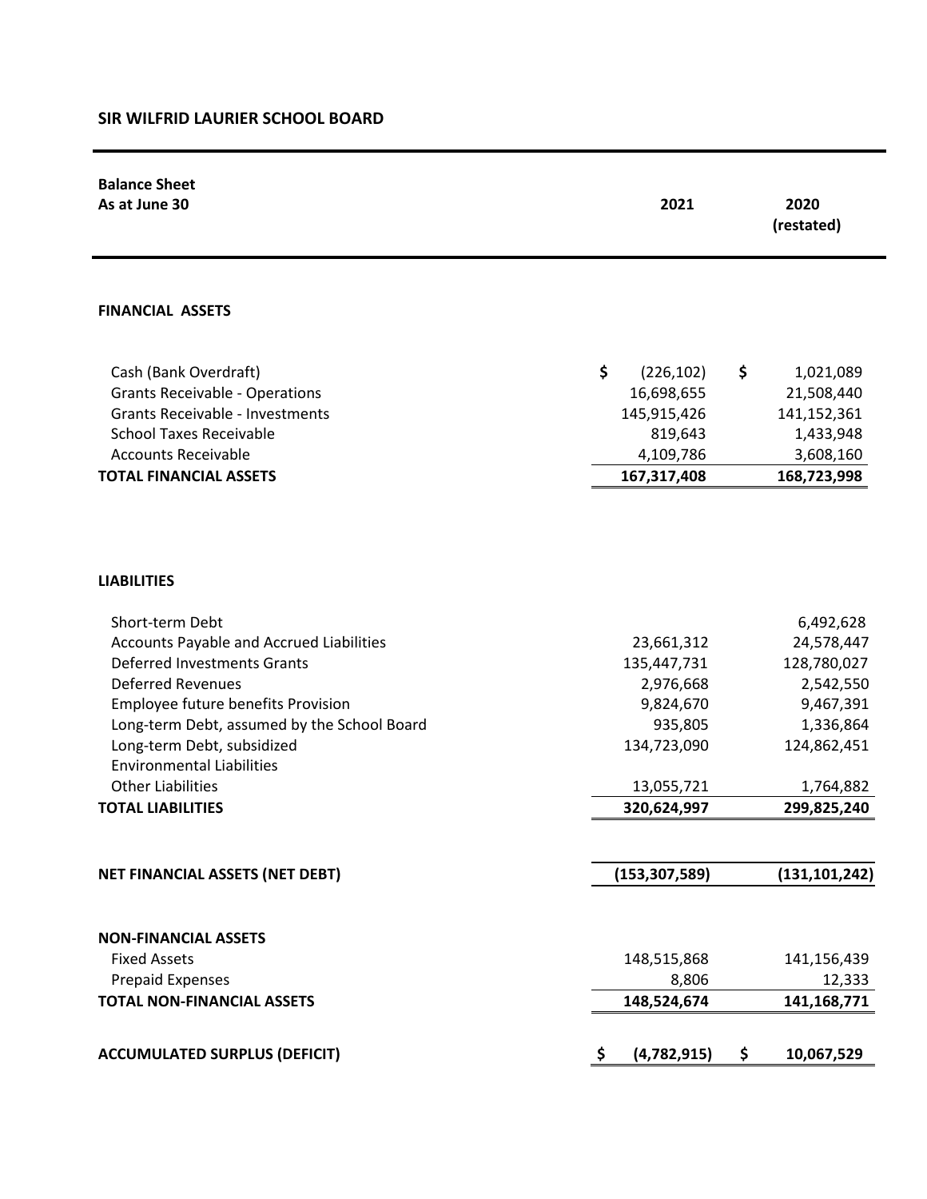## SIR WILFRID LAURIER SCHOOL BOARD

| **Balance Sheet**<br>**As at June 30** | **2021** | **2020 (restated)** |
|---|---|---|
| **FINANCIAL ASSETS** | | |
| Cash (Bank Overdraft) | $ (226,102) | $ 1,021,089 |
| Grants Receivable - Operations | 16,698,655 | 21,508,440 |
| Grants Receivable - Investments | 145,915,426 | 141,152,361 |
| School Taxes Receivable | 819,643 | 1,433,948 |
| Accounts Receivable | 4,109,786 | 3,608,160 |
| **TOTAL FINANCIAL ASSETS** | **167,317,408** | **168,723,998** |
| | | |
| **LIABILITIES** | | |
| Short-term Debt | | 6,492,628 |
| Accounts Payable and Accrued Liabilities | 23,661,312 | 24,578,447 |
| Deferred Investments Grants | 135,447,731 | 128,780,027 |
| Deferred Revenues | 2,976,668 | 2,542,550 |
| Employee future benefits Provision | 9,824,670 | 9,467,391 |
| Long-term Debt, assumed by the School Board | 935,805 | 1,336,864 |
| Long-term Debt, subsidized | 134,723,090 | 124,862,451 |
| Environmental Liabilities | | |
| Other Liabilities | 13,055,721 | 1,764,882 |
| **TOTAL LIABILITIES** | **320,624,997** | **299,825,240** |
| | | |
| **NET FINANCIAL ASSETS (NET DEBT)** | **(153,307,589)** | **(131,101,242)** |
| | | |
| **NON-FINANCIAL ASSETS** | | |
| Fixed Assets | 148,515,868 | 141,156,439 |
| Prepaid Expenses | 8,806 | 12,333 |
| **TOTAL NON-FINANCIAL ASSETS** | **148,524,674** | **141,168,771** |
| | | |
| **ACCUMULATED SURPLUS (DEFICIT)** | **$ (4,782,915)** | **$ 10,067,529** |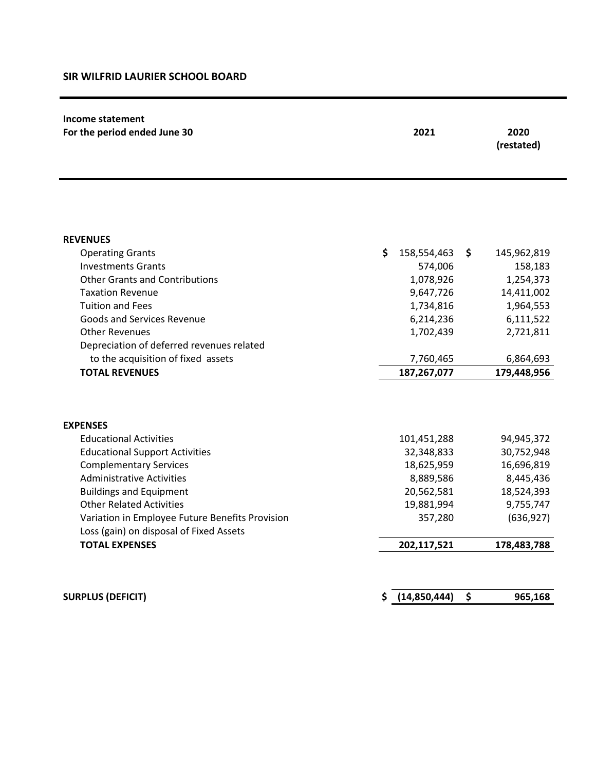**SIR WILFRID LAURIER SCHOOL BOARD**

| **Income statement**<br>**For the period ended June 30** | **2021** | **2020 (restated)** |
|---|---|---|
| **REVENUES** | | |
| Operating Grants | $ 158,554,463 | $ 145,962,819 |
| Investments Grants | 574,006 | 158,183 |
| Other Grants and Contributions | 1,078,926 | 1,254,373 |
| Taxation Revenue | 9,647,726 | 14,411,002 |
| Tuition and Fees | 1,734,816 | 1,964,553 |
| Goods and Services Revenue | 6,214,236 | 6,111,522 |
| Other Revenues | 1,702,439 | 2,721,811 |
| Depreciation of deferred revenues related to the acquisition of fixed assets | 7,760,465 | 6,864,693 |
| **TOTAL REVENUES** | **187,267,077** | **179,448,956** |
| **EXPENSES** | | |
| Educational Activities | 101,451,288 | 94,945,372 |
| Educational Support Activities | 32,348,833 | 30,752,948 |
| Complementary Services | 18,625,959 | 16,696,819 |
| Administrative Activities | 8,889,586 | 8,445,436 |
| Buildings and Equipment | 20,562,581 | 18,524,393 |
| Other Related Activities | 19,881,994 | 9,755,747 |
| Variation in Employee Future Benefits Provision | 357,280 | (636,927) |
| Loss (gain) on disposal of Fixed Assets | | |
| **TOTAL EXPENSES** | **202,117,521** | **178,483,788** |
| **SURPLUS (DEFICIT)** | **$ (14,850,444)** | **$ 965,168** |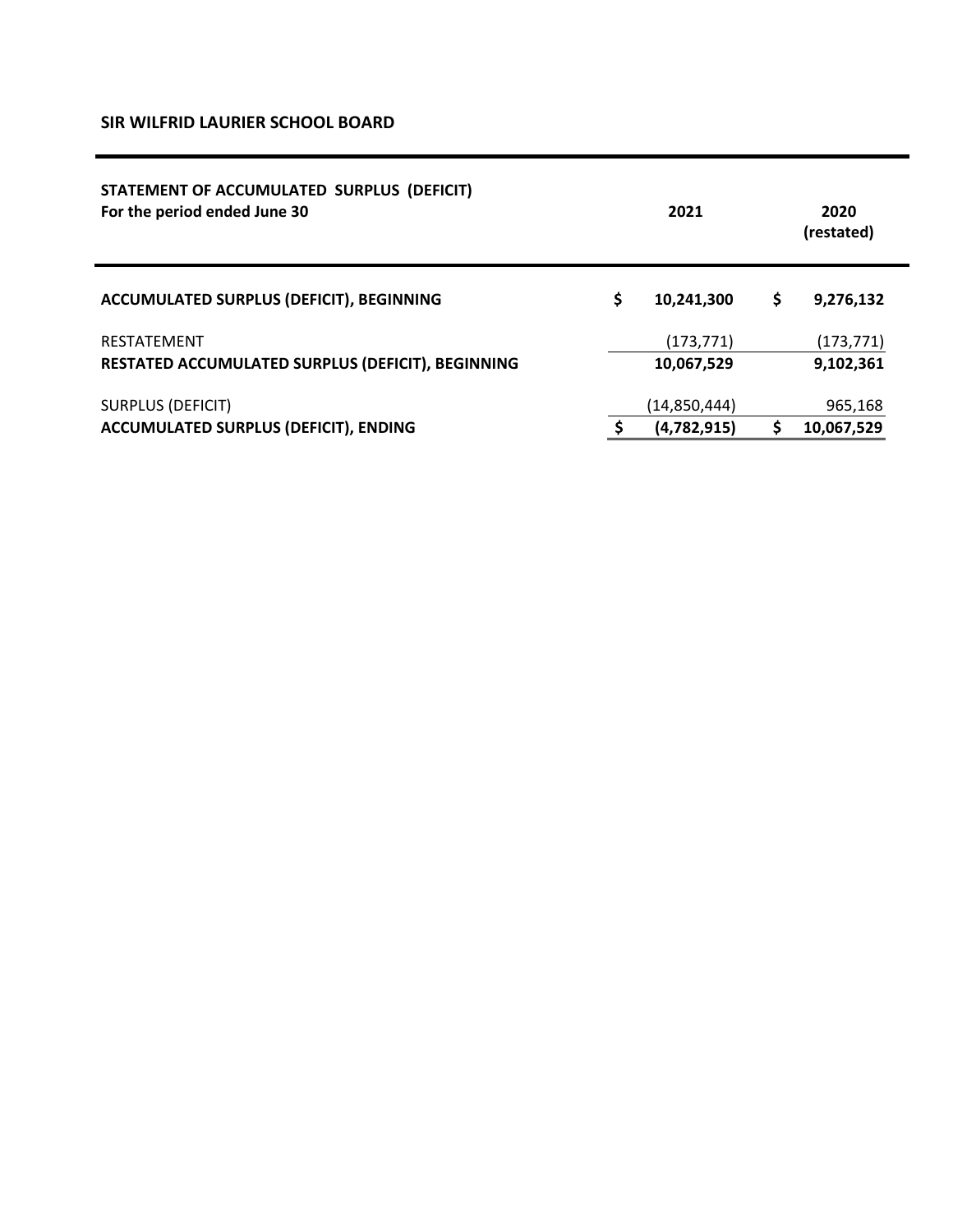**SIR WILFRID LAURIER SCHOOL BOARD**

| **STATEMENT OF ACCUMULATED SURPLUS (DEFICIT)**<br>**For the period ended June 30** | **2021** | **2020 (restated)** |
|---|---|---|
| **ACCUMULATED SURPLUS (DEFICIT), BEGINNING** | **$ 10,241,300** | **$ 9,276,132** |
| RESTATEMENT | (173,771) | (173,771) |
| **RESTATED ACCUMULATED SURPLUS (DEFICIT), BEGINNING** | **10,067,529** | **9,102,361** |
| SURPLUS (DEFICIT) | (14,850,444) | 965,168 |
| **ACCUMULATED SURPLUS (DEFICIT), ENDING** | **$ (4,782,915)** | **$ 10,067,529** |